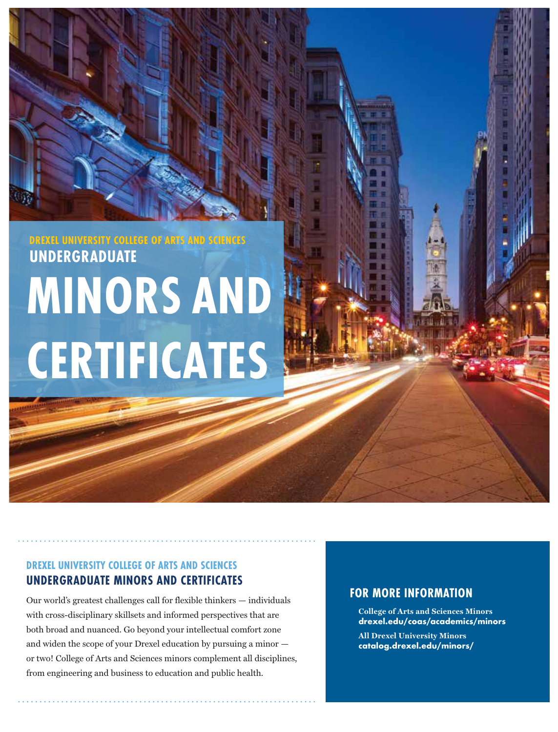DREXEL UNIVERSITY COLLEGE OF ARTS AND SCIENCES

UNDERGRADUATE

# MINORS AND CERTIFICATES

## DREXEL UNIVERSITY COLLEGE OF ARTS AND SCIENCES UNDERGRADUATE MINORS AND CERTIFICATES

Our world's greatest challenges call for flexible thinkers — individuals with cross-disciplinary skillsets and informed perspectives that are both broad and nuanced. Go beyond your intellectual comfort zone and widen the scope of your Drexel education by pursuing a minor — or two! College of Arts and Sciences minors complement all disciplines, from engineering and business to education and public health.

## FOR MORE INFORMATION

**College of Arts and Sciences Minors**
**drexel.edu/coas/academics/minors**

**All Drexel University Minors**
**catalog.drexel.edu/minors/**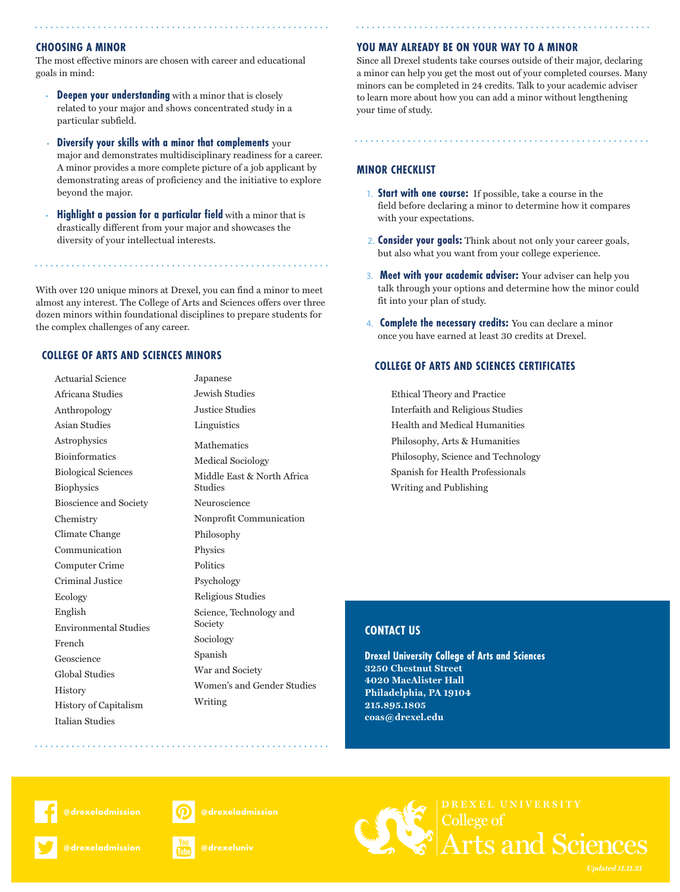## CHOOSING A MINOR

The most effective minors are chosen with career and educational goals in mind:

- **Deepen your understanding** with a minor that is closely related to your major and shows concentrated study in a particular subfield.
- **Diversify your skills with a minor that complements** your major and demonstrates multidisciplinary readiness for a career. A minor provides a more complete picture of a job applicant by demonstrating areas of proficiency and the initiative to explore beyond the major.
- **Highlight a passion for a particular field** with a minor that is drastically different from your major and showcases the diversity of your intellectual interests.

With over 120 unique minors at Drexel, you can find a minor to meet almost any interest. The College of Arts and Sciences offers over three dozen minors within foundational disciplines to prepare students for the complex challenges of any career.

### COLLEGE OF ARTS AND SCIENCES MINORS

- Actuarial Science
- Africana Studies
- Anthropology
- Asian Studies
- Astrophysics
- Bioinformatics
- Biological Sciences
- Biophysics
- Bioscience and Society
- Chemistry
- Climate Change
- Communication
- Computer Crime
- Criminal Justice
- Ecology
- English
- Environmental Studies
- French
- Geoscience
- Global Studies
- History
- History of Capitalism
- Italian Studies
- Japanese
- Jewish Studies
- Justice Studies
- Linguistics
- Mathematics
- Medical Sociology
- Middle East & North Africa Studies
- Neuroscience
- Nonprofit Communication
- Philosophy
- Physics
- Politics
- Psychology
- Religious Studies
- Science, Technology and Society
- Sociology
- Spanish
- War and Society
- Women's and Gender Studies
- Writing

## YOU MAY ALREADY BE ON YOUR WAY TO A MINOR

Since all Drexel students take courses outside of their major, declaring a minor can help you get the most out of your completed courses. Many minors can be completed in 24 credits. Talk to your academic adviser to learn more about how you can add a minor without lengthening your time of study.

## MINOR CHECKLIST

1. **Start with one course:** If possible, take a course in the field before declaring a minor to determine how it compares with your expectations.
2. **Consider your goals:** Think about not only your career goals, but also what you want from your college experience.
3. **Meet with your academic adviser:** Your adviser can help you talk through your options and determine how the minor could fit into your plan of study.
4. **Complete the necessary credits:** You can declare a minor once you have earned at least 30 credits at Drexel.

### COLLEGE OF ARTS AND SCIENCES CERTIFICATES

- Ethical Theory and Practice
- Interfaith and Religious Studies
- Health and Medical Humanities
- Philosophy, Arts & Humanities
- Philosophy, Science and Technology
- Spanish for Health Professionals
- Writing and Publishing

## CONTACT US

**Drexel University College of Arts and Sciences**
**3250 Chestnut Street**
**4020 MacAlister Hall**
**Philadelphia, PA 19104**
**215.895.1805**
**coas@drexel.edu**

@drexeladmission
@drexeladmission
@drexeladmission
@drexeluniv

DREXEL UNIVERSITY College of Arts and Sciences

*Updated 11.11.21*